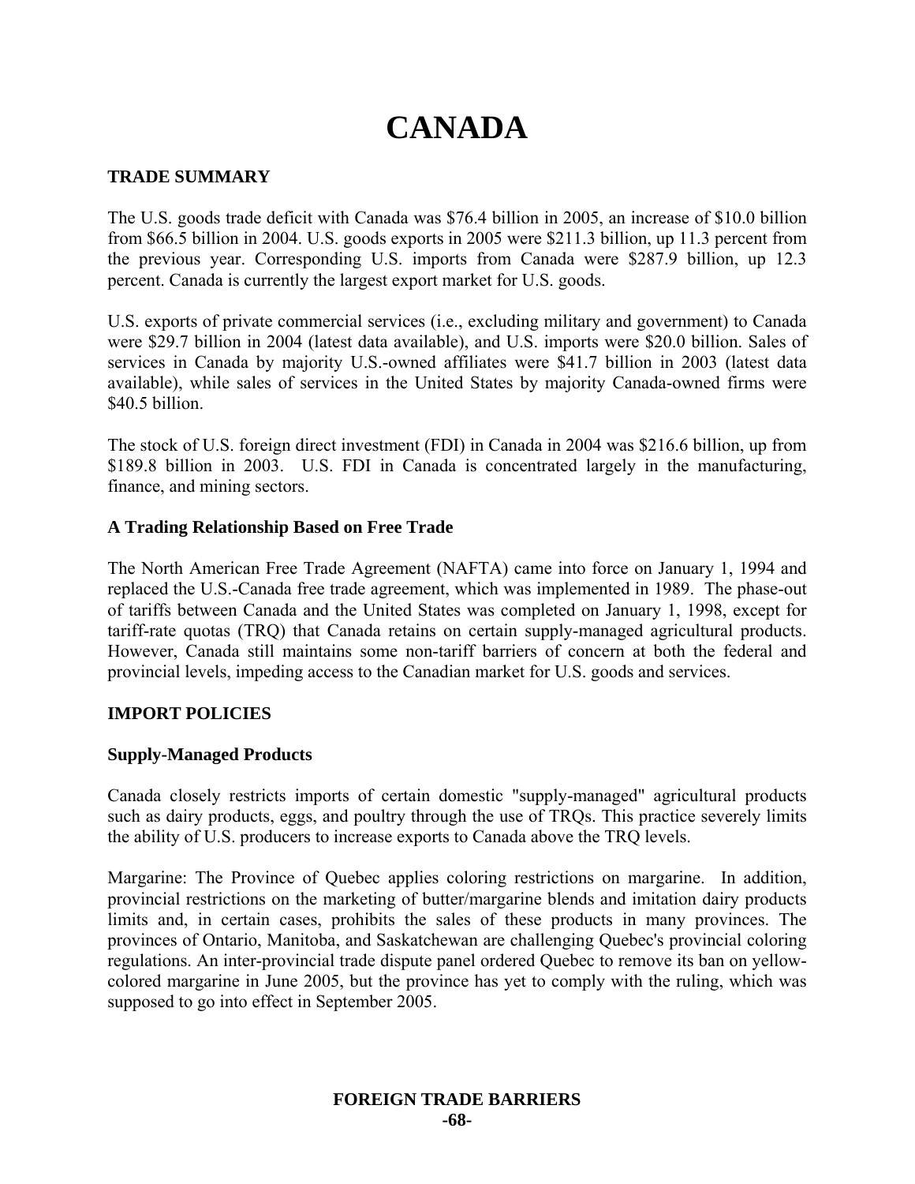# CANADA

## TRADE SUMMARY

The U.S. goods trade deficit with Canada was $76.4 billion in 2005, an increase of $10.0 billion from $66.5 billion in 2004. U.S. goods exports in 2005 were $211.3 billion, up 11.3 percent from the previous year. Corresponding U.S. imports from Canada were $287.9 billion, up 12.3 percent. Canada is currently the largest export market for U.S. goods.

U.S. exports of private commercial services (i.e., excluding military and government) to Canada were $29.7 billion in 2004 (latest data available), and U.S. imports were $20.0 billion. Sales of services in Canada by majority U.S.-owned affiliates were $41.7 billion in 2003 (latest data available), while sales of services in the United States by majority Canada-owned firms were $40.5 billion.

The stock of U.S. foreign direct investment (FDI) in Canada in 2004 was $216.6 billion, up from $189.8 billion in 2003. U.S. FDI in Canada is concentrated largely in the manufacturing, finance, and mining sectors.

### A Trading Relationship Based on Free Trade

The North American Free Trade Agreement (NAFTA) came into force on January 1, 1994 and replaced the U.S.-Canada free trade agreement, which was implemented in 1989. The phase-out of tariffs between Canada and the United States was completed on January 1, 1998, except for tariff-rate quotas (TRQ) that Canada retains on certain supply-managed agricultural products. However, Canada still maintains some non-tariff barriers of concern at both the federal and provincial levels, impeding access to the Canadian market for U.S. goods and services.

## IMPORT POLICIES

### Supply-Managed Products

Canada closely restricts imports of certain domestic "supply-managed" agricultural products such as dairy products, eggs, and poultry through the use of TRQs. This practice severely limits the ability of U.S. producers to increase exports to Canada above the TRQ levels.

Margarine: The Province of Quebec applies coloring restrictions on margarine. In addition, provincial restrictions on the marketing of butter/margarine blends and imitation dairy products limits and, in certain cases, prohibits the sales of these products in many provinces. The provinces of Ontario, Manitoba, and Saskatchewan are challenging Quebec's provincial coloring regulations. An inter-provincial trade dispute panel ordered Quebec to remove its ban on yellow-colored margarine in June 2005, but the province has yet to comply with the ruling, which was supposed to go into effect in September 2005.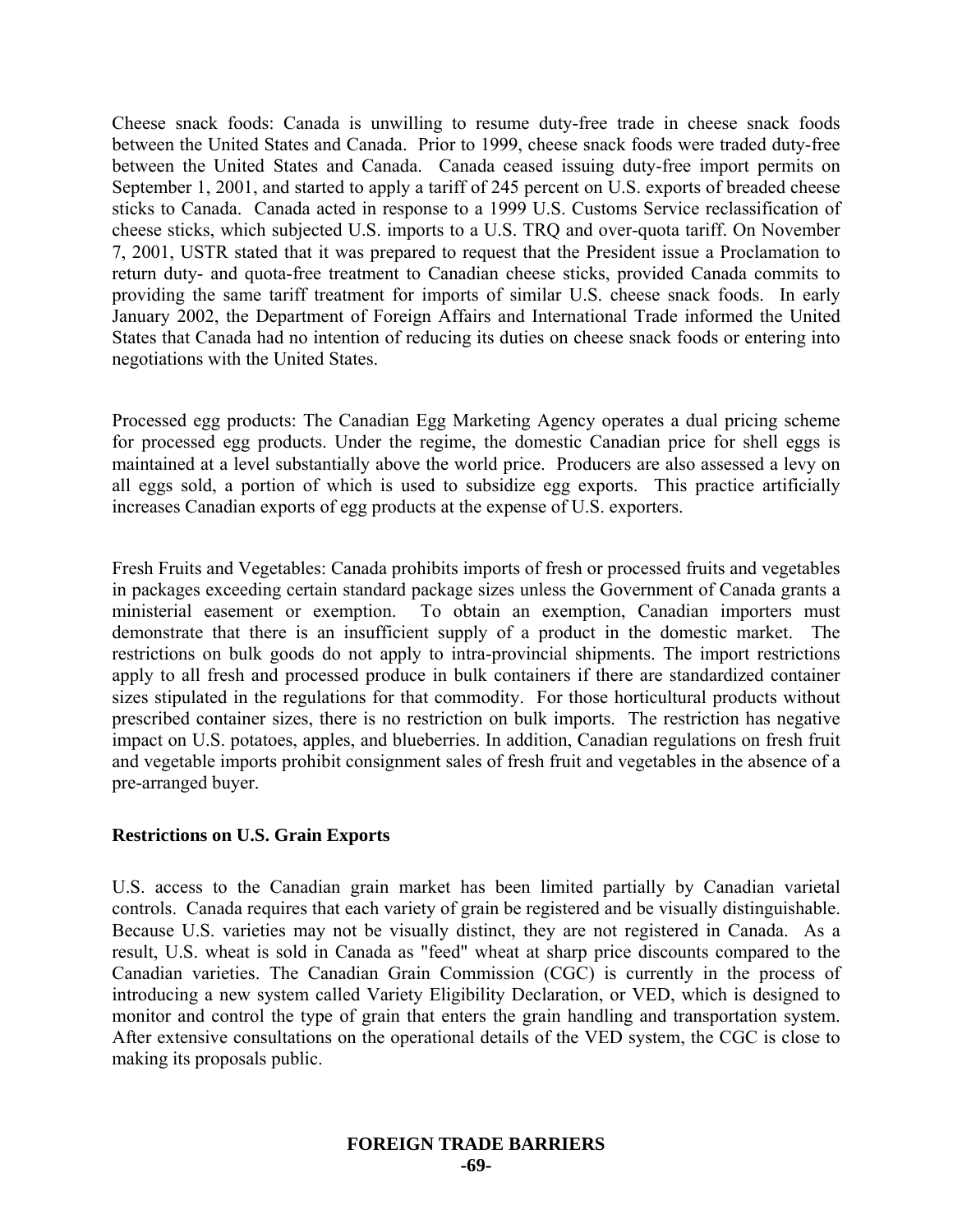Cheese snack foods: Canada is unwilling to resume duty-free trade in cheese snack foods between the United States and Canada. Prior to 1999, cheese snack foods were traded duty-free between the United States and Canada. Canada ceased issuing duty-free import permits on September 1, 2001, and started to apply a tariff of 245 percent on U.S. exports of breaded cheese sticks to Canada. Canada acted in response to a 1999 U.S. Customs Service reclassification of cheese sticks, which subjected U.S. imports to a U.S. TRQ and over-quota tariff. On November 7, 2001, USTR stated that it was prepared to request that the President issue a Proclamation to return duty- and quota-free treatment to Canadian cheese sticks, provided Canada commits to providing the same tariff treatment for imports of similar U.S. cheese snack foods. In early January 2002, the Department of Foreign Affairs and International Trade informed the United States that Canada had no intention of reducing its duties on cheese snack foods or entering into negotiations with the United States.

Processed egg products: The Canadian Egg Marketing Agency operates a dual pricing scheme for processed egg products. Under the regime, the domestic Canadian price for shell eggs is maintained at a level substantially above the world price. Producers are also assessed a levy on all eggs sold, a portion of which is used to subsidize egg exports. This practice artificially increases Canadian exports of egg products at the expense of U.S. exporters.

Fresh Fruits and Vegetables: Canada prohibits imports of fresh or processed fruits and vegetables in packages exceeding certain standard package sizes unless the Government of Canada grants a ministerial easement or exemption. To obtain an exemption, Canadian importers must demonstrate that there is an insufficient supply of a product in the domestic market. The restrictions on bulk goods do not apply to intra-provincial shipments. The import restrictions apply to all fresh and processed produce in bulk containers if there are standardized container sizes stipulated in the regulations for that commodity. For those horticultural products without prescribed container sizes, there is no restriction on bulk imports. The restriction has negative impact on U.S. potatoes, apples, and blueberries. In addition, Canadian regulations on fresh fruit and vegetable imports prohibit consignment sales of fresh fruit and vegetables in the absence of a pre-arranged buyer.

### Restrictions on U.S. Grain Exports

U.S. access to the Canadian grain market has been limited partially by Canadian varietal controls. Canada requires that each variety of grain be registered and be visually distinguishable. Because U.S. varieties may not be visually distinct, they are not registered in Canada. As a result, U.S. wheat is sold in Canada as "feed" wheat at sharp price discounts compared to the Canadian varieties. The Canadian Grain Commission (CGC) is currently in the process of introducing a new system called Variety Eligibility Declaration, or VED, which is designed to monitor and control the type of grain that enters the grain handling and transportation system. After extensive consultations on the operational details of the VED system, the CGC is close to making its proposals public.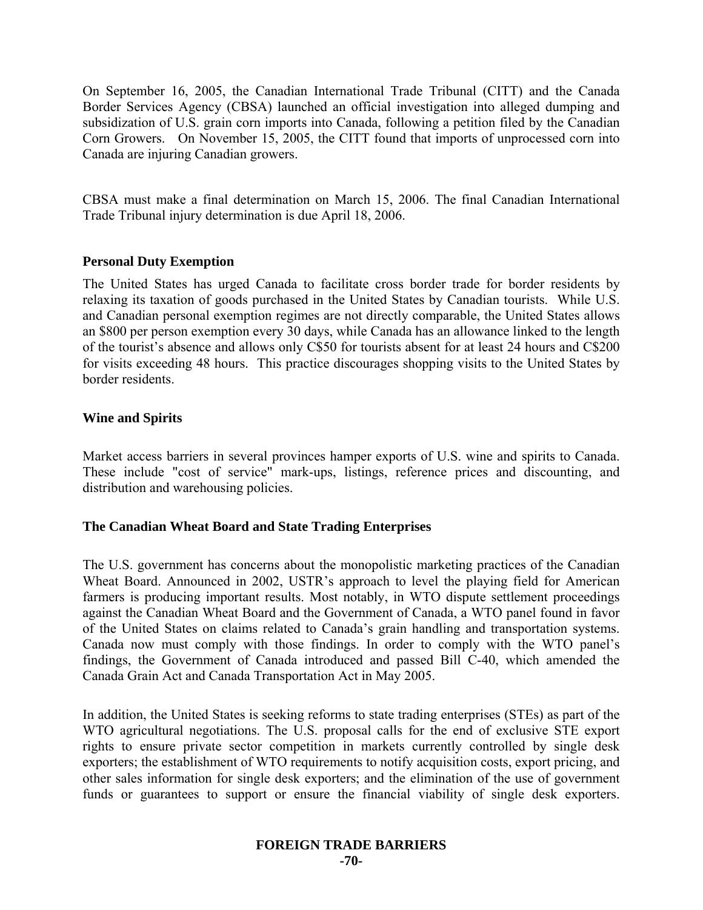On September 16, 2005, the Canadian International Trade Tribunal (CITT) and the Canada Border Services Agency (CBSA) launched an official investigation into alleged dumping and subsidization of U.S. grain corn imports into Canada, following a petition filed by the Canadian Corn Growers. On November 15, 2005, the CITT found that imports of unprocessed corn into Canada are injuring Canadian growers.

CBSA must make a final determination on March 15, 2006. The final Canadian International Trade Tribunal injury determination is due April 18, 2006.

**Personal Duty Exemption**

The United States has urged Canada to facilitate cross border trade for border residents by relaxing its taxation of goods purchased in the United States by Canadian tourists. While U.S. and Canadian personal exemption regimes are not directly comparable, the United States allows an \$800 per person exemption every 30 days, while Canada has an allowance linked to the length of the tourist's absence and allows only C\$50 for tourists absent for at least 24 hours and C\$200 for visits exceeding 48 hours. This practice discourages shopping visits to the United States by border residents.

**Wine and Spirits**

Market access barriers in several provinces hamper exports of U.S. wine and spirits to Canada. These include "cost of service" mark-ups, listings, reference prices and discounting, and distribution and warehousing policies.

**The Canadian Wheat Board and State Trading Enterprises**

The U.S. government has concerns about the monopolistic marketing practices of the Canadian Wheat Board. Announced in 2002, USTR's approach to level the playing field for American farmers is producing important results. Most notably, in WTO dispute settlement proceedings against the Canadian Wheat Board and the Government of Canada, a WTO panel found in favor of the United States on claims related to Canada's grain handling and transportation systems. Canada now must comply with those findings. In order to comply with the WTO panel's findings, the Government of Canada introduced and passed Bill C-40, which amended the Canada Grain Act and Canada Transportation Act in May 2005.

In addition, the United States is seeking reforms to state trading enterprises (STEs) as part of the WTO agricultural negotiations. The U.S. proposal calls for the end of exclusive STE export rights to ensure private sector competition in markets currently controlled by single desk exporters; the establishment of WTO requirements to notify acquisition costs, export pricing, and other sales information for single desk exporters; and the elimination of the use of government funds or guarantees to support or ensure the financial viability of single desk exporters.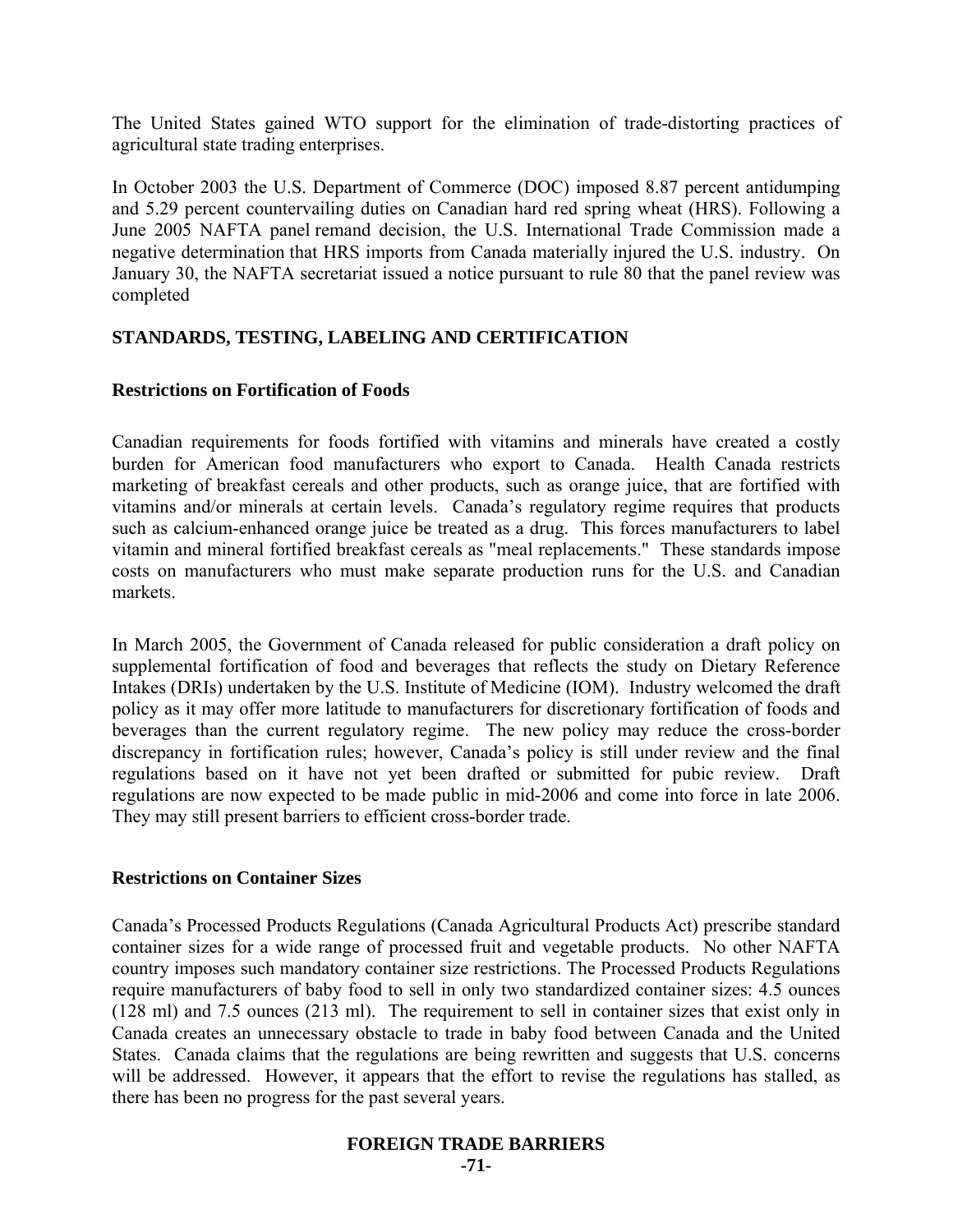The United States gained WTO support for the elimination of trade-distorting practices of agricultural state trading enterprises.

In October 2003 the U.S. Department of Commerce (DOC) imposed 8.87 percent antidumping and 5.29 percent countervailing duties on Canadian hard red spring wheat (HRS). Following a June 2005 NAFTA panel remand decision, the U.S. International Trade Commission made a negative determination that HRS imports from Canada materially injured the U.S. industry. On January 30, the NAFTA secretariat issued a notice pursuant to rule 80 that the panel review was completed

## STANDARDS, TESTING, LABELING AND CERTIFICATION

### Restrictions on Fortification of Foods

Canadian requirements for foods fortified with vitamins and minerals have created a costly burden for American food manufacturers who export to Canada. Health Canada restricts marketing of breakfast cereals and other products, such as orange juice, that are fortified with vitamins and/or minerals at certain levels. Canada's regulatory regime requires that products such as calcium-enhanced orange juice be treated as a drug. This forces manufacturers to label vitamin and mineral fortified breakfast cereals as "meal replacements." These standards impose costs on manufacturers who must make separate production runs for the U.S. and Canadian markets.

In March 2005, the Government of Canada released for public consideration a draft policy on supplemental fortification of food and beverages that reflects the study on Dietary Reference Intakes (DRIs) undertaken by the U.S. Institute of Medicine (IOM). Industry welcomed the draft policy as it may offer more latitude to manufacturers for discretionary fortification of foods and beverages than the current regulatory regime. The new policy may reduce the cross-border discrepancy in fortification rules; however, Canada's policy is still under review and the final regulations based on it have not yet been drafted or submitted for pubic review. Draft regulations are now expected to be made public in mid-2006 and come into force in late 2006. They may still present barriers to efficient cross-border trade.

### Restrictions on Container Sizes

Canada's Processed Products Regulations (Canada Agricultural Products Act) prescribe standard container sizes for a wide range of processed fruit and vegetable products. No other NAFTA country imposes such mandatory container size restrictions. The Processed Products Regulations require manufacturers of baby food to sell in only two standardized container sizes: 4.5 ounces (128 ml) and 7.5 ounces (213 ml). The requirement to sell in container sizes that exist only in Canada creates an unnecessary obstacle to trade in baby food between Canada and the United States. Canada claims that the regulations are being rewritten and suggests that U.S. concerns will be addressed. However, it appears that the effort to revise the regulations has stalled, as there has been no progress for the past several years.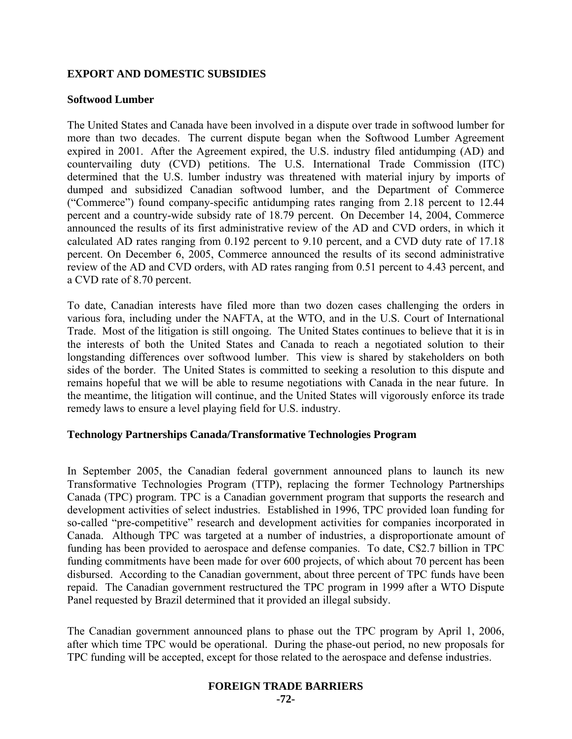## EXPORT AND DOMESTIC SUBSIDIES

### Softwood Lumber

The United States and Canada have been involved in a dispute over trade in softwood lumber for more than two decades. The current dispute began when the Softwood Lumber Agreement expired in 2001. After the Agreement expired, the U.S. industry filed antidumping (AD) and countervailing duty (CVD) petitions. The U.S. International Trade Commission (ITC) determined that the U.S. lumber industry was threatened with material injury by imports of dumped and subsidized Canadian softwood lumber, and the Department of Commerce ("Commerce") found company-specific antidumping rates ranging from 2.18 percent to 12.44 percent and a country-wide subsidy rate of 18.79 percent. On December 14, 2004, Commerce announced the results of its first administrative review of the AD and CVD orders, in which it calculated AD rates ranging from 0.192 percent to 9.10 percent, and a CVD duty rate of 17.18 percent. On December 6, 2005, Commerce announced the results of its second administrative review of the AD and CVD orders, with AD rates ranging from 0.51 percent to 4.43 percent, and a CVD rate of 8.70 percent.

To date, Canadian interests have filed more than two dozen cases challenging the orders in various fora, including under the NAFTA, at the WTO, and in the U.S. Court of International Trade. Most of the litigation is still ongoing. The United States continues to believe that it is in the interests of both the United States and Canada to reach a negotiated solution to their longstanding differences over softwood lumber. This view is shared by stakeholders on both sides of the border. The United States is committed to seeking a resolution to this dispute and remains hopeful that we will be able to resume negotiations with Canada in the near future. In the meantime, the litigation will continue, and the United States will vigorously enforce its trade remedy laws to ensure a level playing field for U.S. industry.

### Technology Partnerships Canada/Transformative Technologies Program

In September 2005, the Canadian federal government announced plans to launch its new Transformative Technologies Program (TTP), replacing the former Technology Partnerships Canada (TPC) program. TPC is a Canadian government program that supports the research and development activities of select industries. Established in 1996, TPC provided loan funding for so-called "pre-competitive" research and development activities for companies incorporated in Canada. Although TPC was targeted at a number of industries, a disproportionate amount of funding has been provided to aerospace and defense companies. To date, C$2.7 billion in TPC funding commitments have been made for over 600 projects, of which about 70 percent has been disbursed. According to the Canadian government, about three percent of TPC funds have been repaid. The Canadian government restructured the TPC program in 1999 after a WTO Dispute Panel requested by Brazil determined that it provided an illegal subsidy.

The Canadian government announced plans to phase out the TPC program by April 1, 2006, after which time TPC would be operational. During the phase-out period, no new proposals for TPC funding will be accepted, except for those related to the aerospace and defense industries.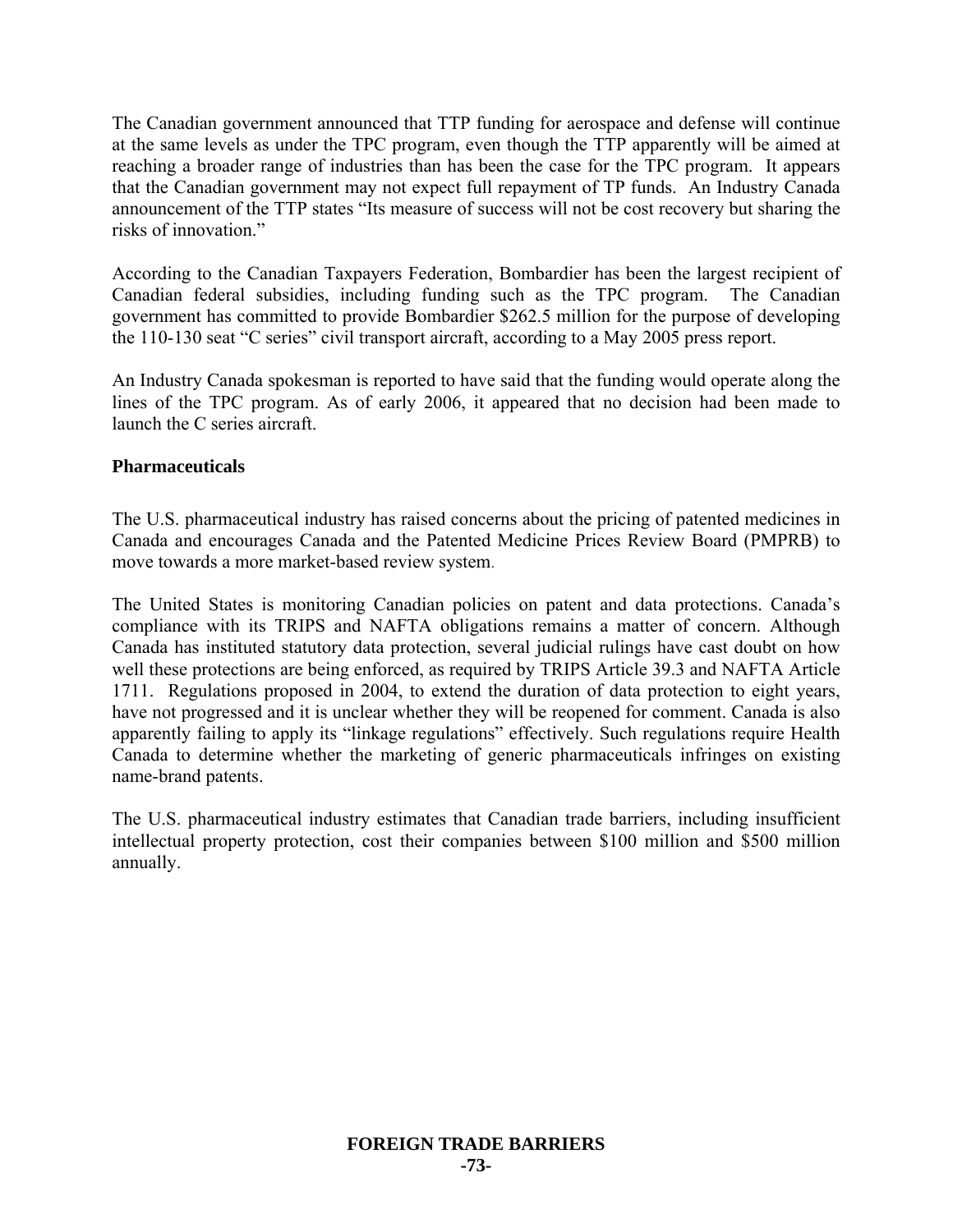The Canadian government announced that TTP funding for aerospace and defense will continue at the same levels as under the TPC program, even though the TTP apparently will be aimed at reaching a broader range of industries than has been the case for the TPC program. It appears that the Canadian government may not expect full repayment of TP funds. An Industry Canada announcement of the TTP states "Its measure of success will not be cost recovery but sharing the risks of innovation."

According to the Canadian Taxpayers Federation, Bombardier has been the largest recipient of Canadian federal subsidies, including funding such as the TPC program. The Canadian government has committed to provide Bombardier $262.5 million for the purpose of developing the 110-130 seat "C series" civil transport aircraft, according to a May 2005 press report.

An Industry Canada spokesman is reported to have said that the funding would operate along the lines of the TPC program. As of early 2006, it appeared that no decision had been made to launch the C series aircraft.

**Pharmaceuticals**

The U.S. pharmaceutical industry has raised concerns about the pricing of patented medicines in Canada and encourages Canada and the Patented Medicine Prices Review Board (PMPRB) to move towards a more market-based review system.

The United States is monitoring Canadian policies on patent and data protections. Canada's compliance with its TRIPS and NAFTA obligations remains a matter of concern. Although Canada has instituted statutory data protection, several judicial rulings have cast doubt on how well these protections are being enforced, as required by TRIPS Article 39.3 and NAFTA Article 1711. Regulations proposed in 2004, to extend the duration of data protection to eight years, have not progressed and it is unclear whether they will be reopened for comment. Canada is also apparently failing to apply its "linkage regulations" effectively. Such regulations require Health Canada to determine whether the marketing of generic pharmaceuticals infringes on existing name-brand patents.

The U.S. pharmaceutical industry estimates that Canadian trade barriers, including insufficient intellectual property protection, cost their companies between $100 million and $500 million annually.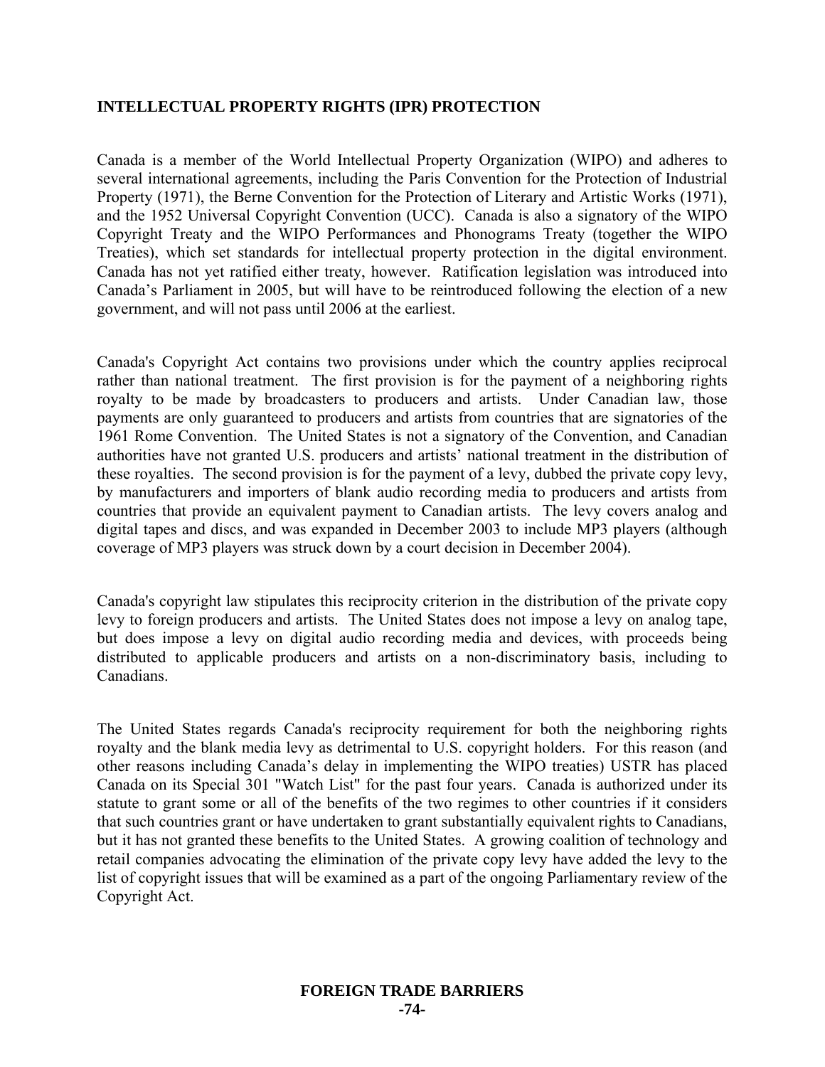## INTELLECTUAL PROPERTY RIGHTS (IPR) PROTECTION

Canada is a member of the World Intellectual Property Organization (WIPO) and adheres to several international agreements, including the Paris Convention for the Protection of Industrial Property (1971), the Berne Convention for the Protection of Literary and Artistic Works (1971), and the 1952 Universal Copyright Convention (UCC). Canada is also a signatory of the WIPO Copyright Treaty and the WIPO Performances and Phonograms Treaty (together the WIPO Treaties), which set standards for intellectual property protection in the digital environment. Canada has not yet ratified either treaty, however. Ratification legislation was introduced into Canada's Parliament in 2005, but will have to be reintroduced following the election of a new government, and will not pass until 2006 at the earliest.

Canada's Copyright Act contains two provisions under which the country applies reciprocal rather than national treatment. The first provision is for the payment of a neighboring rights royalty to be made by broadcasters to producers and artists. Under Canadian law, those payments are only guaranteed to producers and artists from countries that are signatories of the 1961 Rome Convention. The United States is not a signatory of the Convention, and Canadian authorities have not granted U.S. producers and artists' national treatment in the distribution of these royalties. The second provision is for the payment of a levy, dubbed the private copy levy, by manufacturers and importers of blank audio recording media to producers and artists from countries that provide an equivalent payment to Canadian artists. The levy covers analog and digital tapes and discs, and was expanded in December 2003 to include MP3 players (although coverage of MP3 players was struck down by a court decision in December 2004).

Canada's copyright law stipulates this reciprocity criterion in the distribution of the private copy levy to foreign producers and artists. The United States does not impose a levy on analog tape, but does impose a levy on digital audio recording media and devices, with proceeds being distributed to applicable producers and artists on a non-discriminatory basis, including to Canadians.

The United States regards Canada's reciprocity requirement for both the neighboring rights royalty and the blank media levy as detrimental to U.S. copyright holders. For this reason (and other reasons including Canada's delay in implementing the WIPO treaties) USTR has placed Canada on its Special 301 "Watch List" for the past four years. Canada is authorized under its statute to grant some or all of the benefits of the two regimes to other countries if it considers that such countries grant or have undertaken to grant substantially equivalent rights to Canadians, but it has not granted these benefits to the United States. A growing coalition of technology and retail companies advocating the elimination of the private copy levy have added the levy to the list of copyright issues that will be examined as a part of the ongoing Parliamentary review of the Copyright Act.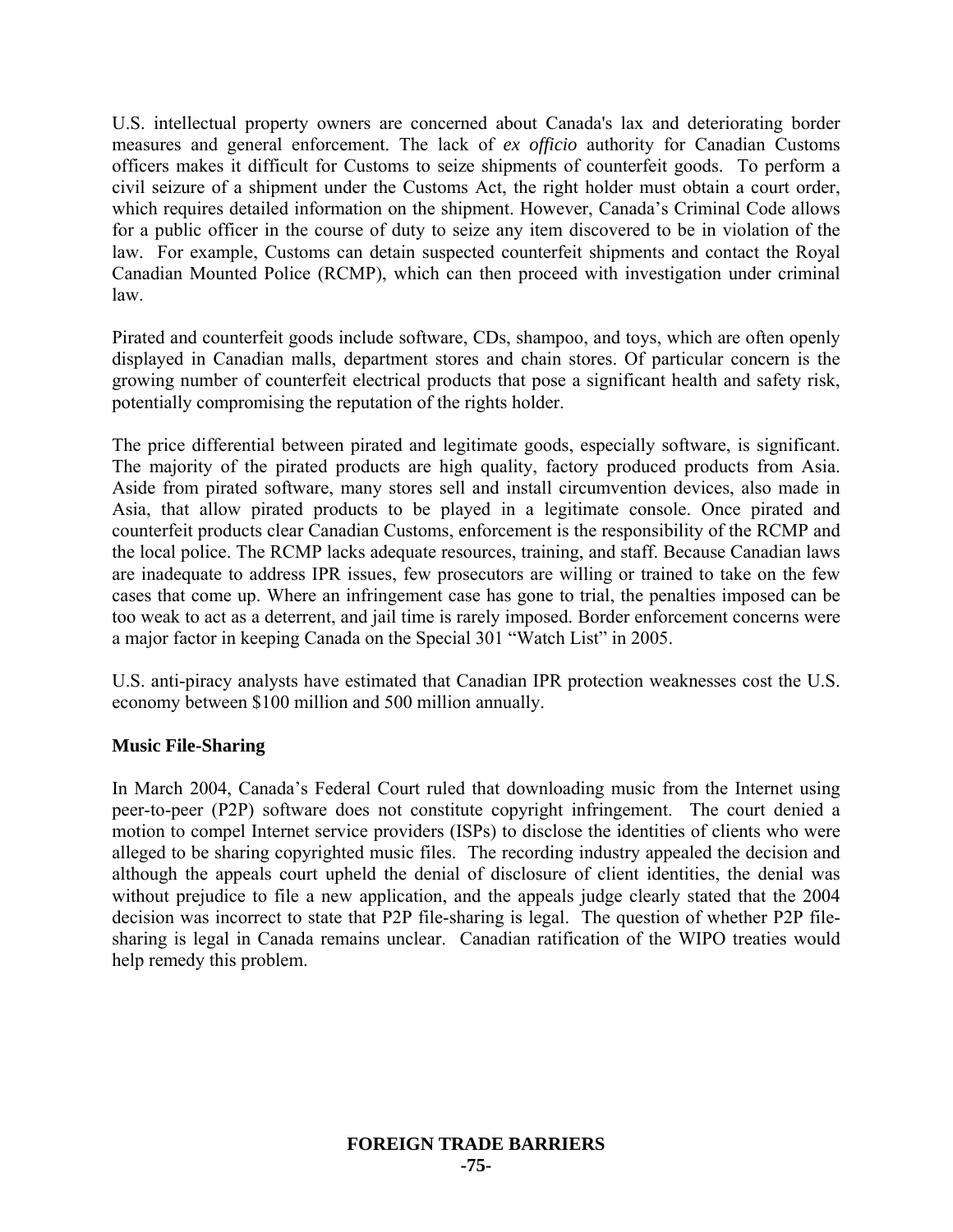U.S. intellectual property owners are concerned about Canada's lax and deteriorating border measures and general enforcement. The lack of *ex officio* authority for Canadian Customs officers makes it difficult for Customs to seize shipments of counterfeit goods. To perform a civil seizure of a shipment under the Customs Act, the right holder must obtain a court order, which requires detailed information on the shipment. However, Canada's Criminal Code allows for a public officer in the course of duty to seize any item discovered to be in violation of the law. For example, Customs can detain suspected counterfeit shipments and contact the Royal Canadian Mounted Police (RCMP), which can then proceed with investigation under criminal law.

Pirated and counterfeit goods include software, CDs, shampoo, and toys, which are often openly displayed in Canadian malls, department stores and chain stores. Of particular concern is the growing number of counterfeit electrical products that pose a significant health and safety risk, potentially compromising the reputation of the rights holder.

The price differential between pirated and legitimate goods, especially software, is significant. The majority of the pirated products are high quality, factory produced products from Asia. Aside from pirated software, many stores sell and install circumvention devices, also made in Asia, that allow pirated products to be played in a legitimate console. Once pirated and counterfeit products clear Canadian Customs, enforcement is the responsibility of the RCMP and the local police. The RCMP lacks adequate resources, training, and staff. Because Canadian laws are inadequate to address IPR issues, few prosecutors are willing or trained to take on the few cases that come up. Where an infringement case has gone to trial, the penalties imposed can be too weak to act as a deterrent, and jail time is rarely imposed. Border enforcement concerns were a major factor in keeping Canada on the Special 301 "Watch List" in 2005.

U.S. anti-piracy analysts have estimated that Canadian IPR protection weaknesses cost the U.S. economy between $100 million and 500 million annually.

**Music File-Sharing**

In March 2004, Canada's Federal Court ruled that downloading music from the Internet using peer-to-peer (P2P) software does not constitute copyright infringement. The court denied a motion to compel Internet service providers (ISPs) to disclose the identities of clients who were alleged to be sharing copyrighted music files. The recording industry appealed the decision and although the appeals court upheld the denial of disclosure of client identities, the denial was without prejudice to file a new application, and the appeals judge clearly stated that the 2004 decision was incorrect to state that P2P file-sharing is legal. The question of whether P2P file-sharing is legal in Canada remains unclear. Canadian ratification of the WIPO treaties would help remedy this problem.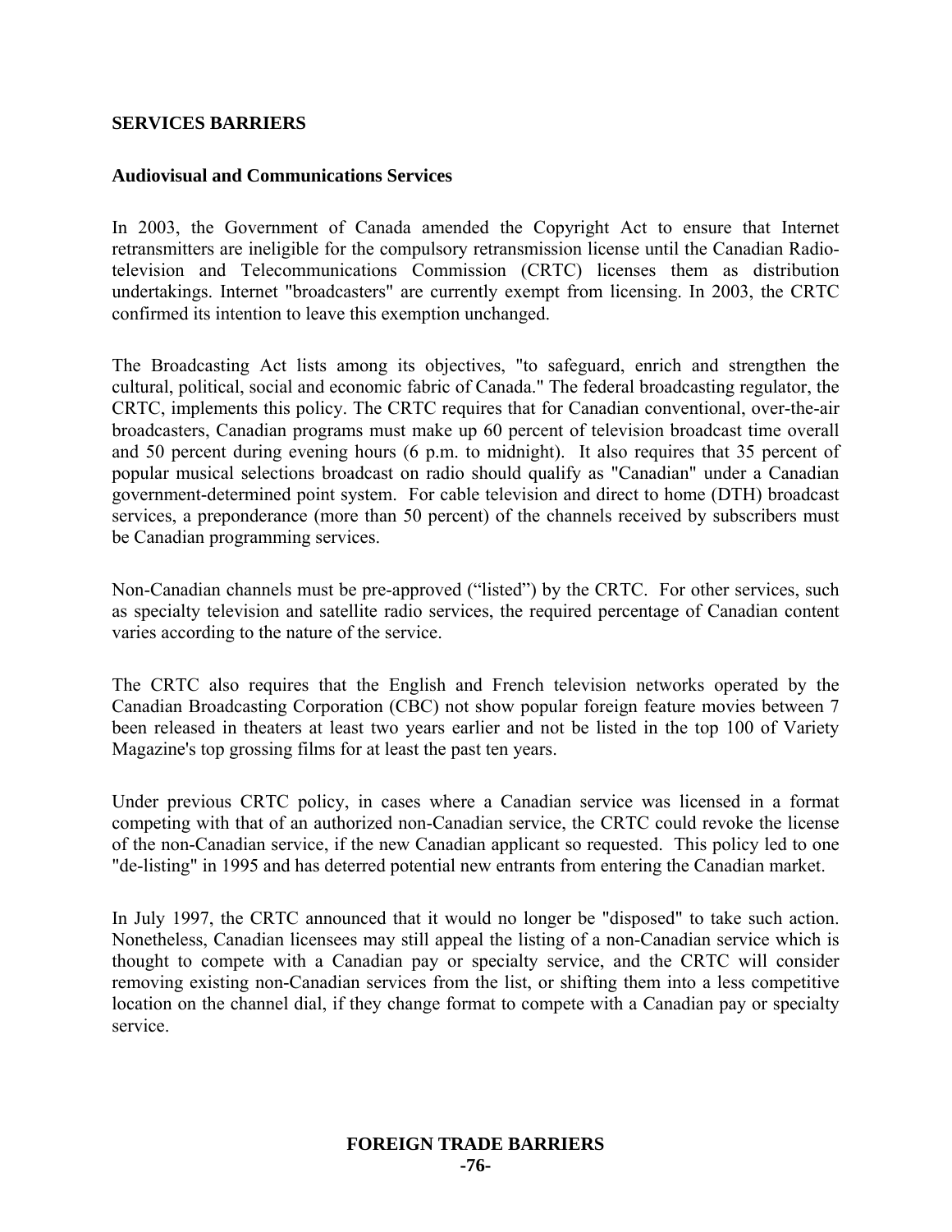**SERVICES BARRIERS**

**Audiovisual and Communications Services**

In 2003, the Government of Canada amended the Copyright Act to ensure that Internet retransmitters are ineligible for the compulsory retransmission license until the Canadian Radio-television and Telecommunications Commission (CRTC) licenses them as distribution undertakings. Internet "broadcasters" are currently exempt from licensing. In 2003, the CRTC confirmed its intention to leave this exemption unchanged.

The Broadcasting Act lists among its objectives, "to safeguard, enrich and strengthen the cultural, political, social and economic fabric of Canada." The federal broadcasting regulator, the CRTC, implements this policy. The CRTC requires that for Canadian conventional, over-the-air broadcasters, Canadian programs must make up 60 percent of television broadcast time overall and 50 percent during evening hours (6 p.m. to midnight). It also requires that 35 percent of popular musical selections broadcast on radio should qualify as "Canadian" under a Canadian government-determined point system. For cable television and direct to home (DTH) broadcast services, a preponderance (more than 50 percent) of the channels received by subscribers must be Canadian programming services.

Non-Canadian channels must be pre-approved ("listed") by the CRTC. For other services, such as specialty television and satellite radio services, the required percentage of Canadian content varies according to the nature of the service.

The CRTC also requires that the English and French television networks operated by the Canadian Broadcasting Corporation (CBC) not show popular foreign feature movies between 7 been released in theaters at least two years earlier and not be listed in the top 100 of Variety Magazine's top grossing films for at least the past ten years.

Under previous CRTC policy, in cases where a Canadian service was licensed in a format competing with that of an authorized non-Canadian service, the CRTC could revoke the license of the non-Canadian service, if the new Canadian applicant so requested. This policy led to one "de-listing" in 1995 and has deterred potential new entrants from entering the Canadian market.

In July 1997, the CRTC announced that it would no longer be "disposed" to take such action. Nonetheless, Canadian licensees may still appeal the listing of a non-Canadian service which is thought to compete with a Canadian pay or specialty service, and the CRTC will consider removing existing non-Canadian services from the list, or shifting them into a less competitive location on the channel dial, if they change format to compete with a Canadian pay or specialty service.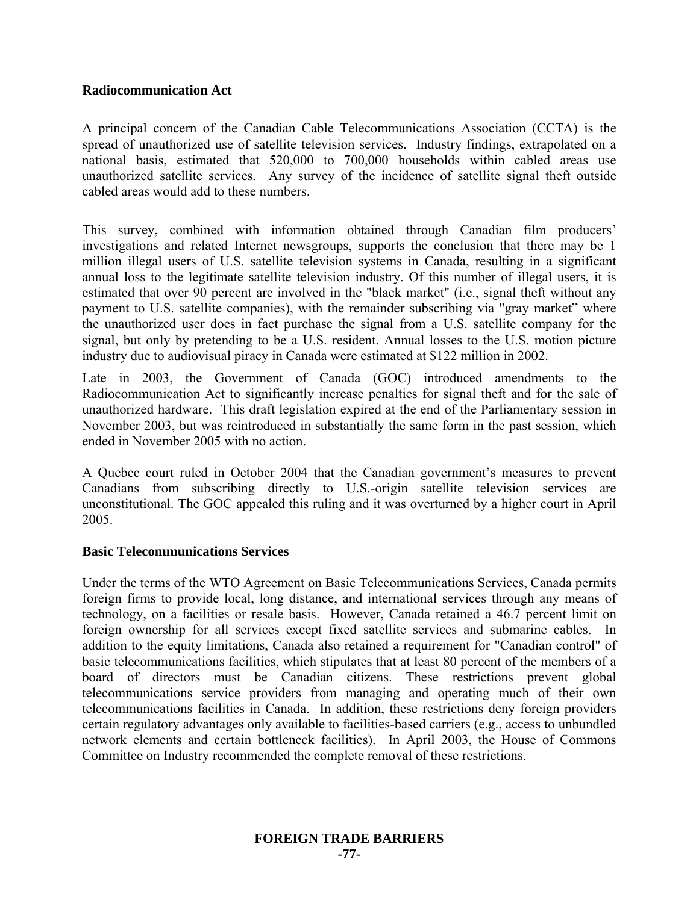**Radiocommunication Act**

A principal concern of the Canadian Cable Telecommunications Association (CCTA) is the spread of unauthorized use of satellite television services. Industry findings, extrapolated on a national basis, estimated that 520,000 to 700,000 households within cabled areas use unauthorized satellite services. Any survey of the incidence of satellite signal theft outside cabled areas would add to these numbers.

This survey, combined with information obtained through Canadian film producers' investigations and related Internet newsgroups, supports the conclusion that there may be 1 million illegal users of U.S. satellite television systems in Canada, resulting in a significant annual loss to the legitimate satellite television industry. Of this number of illegal users, it is estimated that over 90 percent are involved in the "black market" (i.e., signal theft without any payment to U.S. satellite companies), with the remainder subscribing via "gray market" where the unauthorized user does in fact purchase the signal from a U.S. satellite company for the signal, but only by pretending to be a U.S. resident. Annual losses to the U.S. motion picture industry due to audiovisual piracy in Canada were estimated at $122 million in 2002.

Late in 2003, the Government of Canada (GOC) introduced amendments to the Radiocommunication Act to significantly increase penalties for signal theft and for the sale of unauthorized hardware. This draft legislation expired at the end of the Parliamentary session in November 2003, but was reintroduced in substantially the same form in the past session, which ended in November 2005 with no action.

A Quebec court ruled in October 2004 that the Canadian government's measures to prevent Canadians from subscribing directly to U.S.-origin satellite television services are unconstitutional. The GOC appealed this ruling and it was overturned by a higher court in April 2005.

**Basic Telecommunications Services**

Under the terms of the WTO Agreement on Basic Telecommunications Services, Canada permits foreign firms to provide local, long distance, and international services through any means of technology, on a facilities or resale basis. However, Canada retained a 46.7 percent limit on foreign ownership for all services except fixed satellite services and submarine cables. In addition to the equity limitations, Canada also retained a requirement for "Canadian control" of basic telecommunications facilities, which stipulates that at least 80 percent of the members of a board of directors must be Canadian citizens. These restrictions prevent global telecommunications service providers from managing and operating much of their own telecommunications facilities in Canada. In addition, these restrictions deny foreign providers certain regulatory advantages only available to facilities-based carriers (e.g., access to unbundled network elements and certain bottleneck facilities). In April 2003, the House of Commons Committee on Industry recommended the complete removal of these restrictions.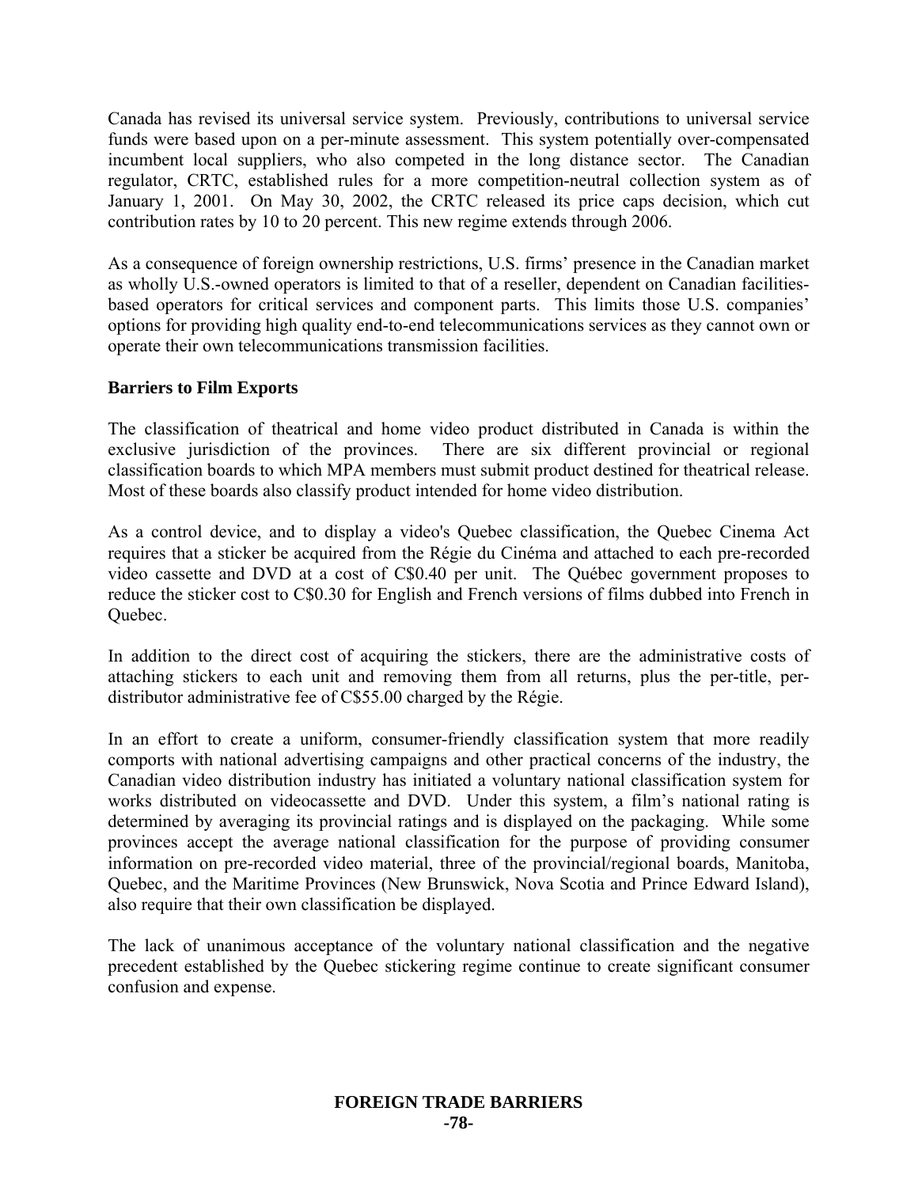Canada has revised its universal service system. Previously, contributions to universal service funds were based upon on a per-minute assessment. This system potentially over-compensated incumbent local suppliers, who also competed in the long distance sector. The Canadian regulator, CRTC, established rules for a more competition-neutral collection system as of January 1, 2001. On May 30, 2002, the CRTC released its price caps decision, which cut contribution rates by 10 to 20 percent. This new regime extends through 2006.

As a consequence of foreign ownership restrictions, U.S. firms' presence in the Canadian market as wholly U.S.-owned operators is limited to that of a reseller, dependent on Canadian facilities-based operators for critical services and component parts. This limits those U.S. companies' options for providing high quality end-to-end telecommunications services as they cannot own or operate their own telecommunications transmission facilities.

**Barriers to Film Exports**

The classification of theatrical and home video product distributed in Canada is within the exclusive jurisdiction of the provinces. There are six different provincial or regional classification boards to which MPA members must submit product destined for theatrical release. Most of these boards also classify product intended for home video distribution.

As a control device, and to display a video's Quebec classification, the Quebec Cinema Act requires that a sticker be acquired from the Régie du Cinéma and attached to each pre-recorded video cassette and DVD at a cost of C$0.40 per unit. The Québec government proposes to reduce the sticker cost to C$0.30 for English and French versions of films dubbed into French in Quebec.

In addition to the direct cost of acquiring the stickers, there are the administrative costs of attaching stickers to each unit and removing them from all returns, plus the per-title, per-distributor administrative fee of C$55.00 charged by the Régie.

In an effort to create a uniform, consumer-friendly classification system that more readily comports with national advertising campaigns and other practical concerns of the industry, the Canadian video distribution industry has initiated a voluntary national classification system for works distributed on videocassette and DVD. Under this system, a film's national rating is determined by averaging its provincial ratings and is displayed on the packaging. While some provinces accept the average national classification for the purpose of providing consumer information on pre-recorded video material, three of the provincial/regional boards, Manitoba, Quebec, and the Maritime Provinces (New Brunswick, Nova Scotia and Prince Edward Island), also require that their own classification be displayed.

The lack of unanimous acceptance of the voluntary national classification and the negative precedent established by the Quebec stickering regime continue to create significant consumer confusion and expense.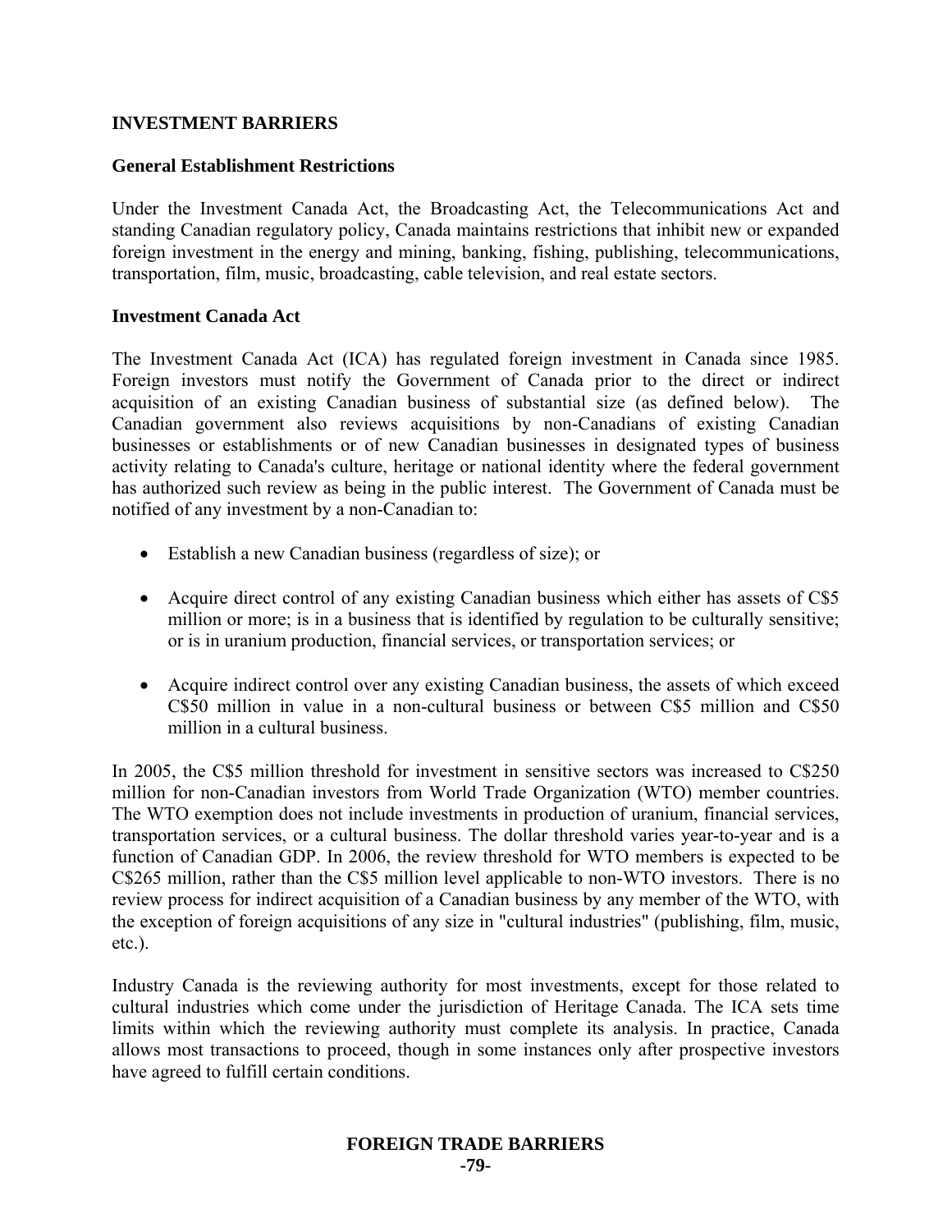## INVESTMENT BARRIERS

### General Establishment Restrictions

Under the Investment Canada Act, the Broadcasting Act, the Telecommunications Act and standing Canadian regulatory policy, Canada maintains restrictions that inhibit new or expanded foreign investment in the energy and mining, banking, fishing, publishing, telecommunications, transportation, film, music, broadcasting, cable television, and real estate sectors.

### Investment Canada Act

The Investment Canada Act (ICA) has regulated foreign investment in Canada since 1985. Foreign investors must notify the Government of Canada prior to the direct or indirect acquisition of an existing Canadian business of substantial size (as defined below). The Canadian government also reviews acquisitions by non-Canadians of existing Canadian businesses or establishments or of new Canadian businesses in designated types of business activity relating to Canada's culture, heritage or national identity where the federal government has authorized such review as being in the public interest. The Government of Canada must be notified of any investment by a non-Canadian to:

- Establish a new Canadian business (regardless of size); or
- Acquire direct control of any existing Canadian business which either has assets of C$5 million or more; is in a business that is identified by regulation to be culturally sensitive; or is in uranium production, financial services, or transportation services; or
- Acquire indirect control over any existing Canadian business, the assets of which exceed C$50 million in value in a non-cultural business or between C$5 million and C$50 million in a cultural business.

In 2005, the C$5 million threshold for investment in sensitive sectors was increased to C$250 million for non-Canadian investors from World Trade Organization (WTO) member countries. The WTO exemption does not include investments in production of uranium, financial services, transportation services, or a cultural business. The dollar threshold varies year-to-year and is a function of Canadian GDP. In 2006, the review threshold for WTO members is expected to be C$265 million, rather than the C$5 million level applicable to non-WTO investors. There is no review process for indirect acquisition of a Canadian business by any member of the WTO, with the exception of foreign acquisitions of any size in "cultural industries" (publishing, film, music, etc.).

Industry Canada is the reviewing authority for most investments, except for those related to cultural industries which come under the jurisdiction of Heritage Canada. The ICA sets time limits within which the reviewing authority must complete its analysis. In practice, Canada allows most transactions to proceed, though in some instances only after prospective investors have agreed to fulfill certain conditions.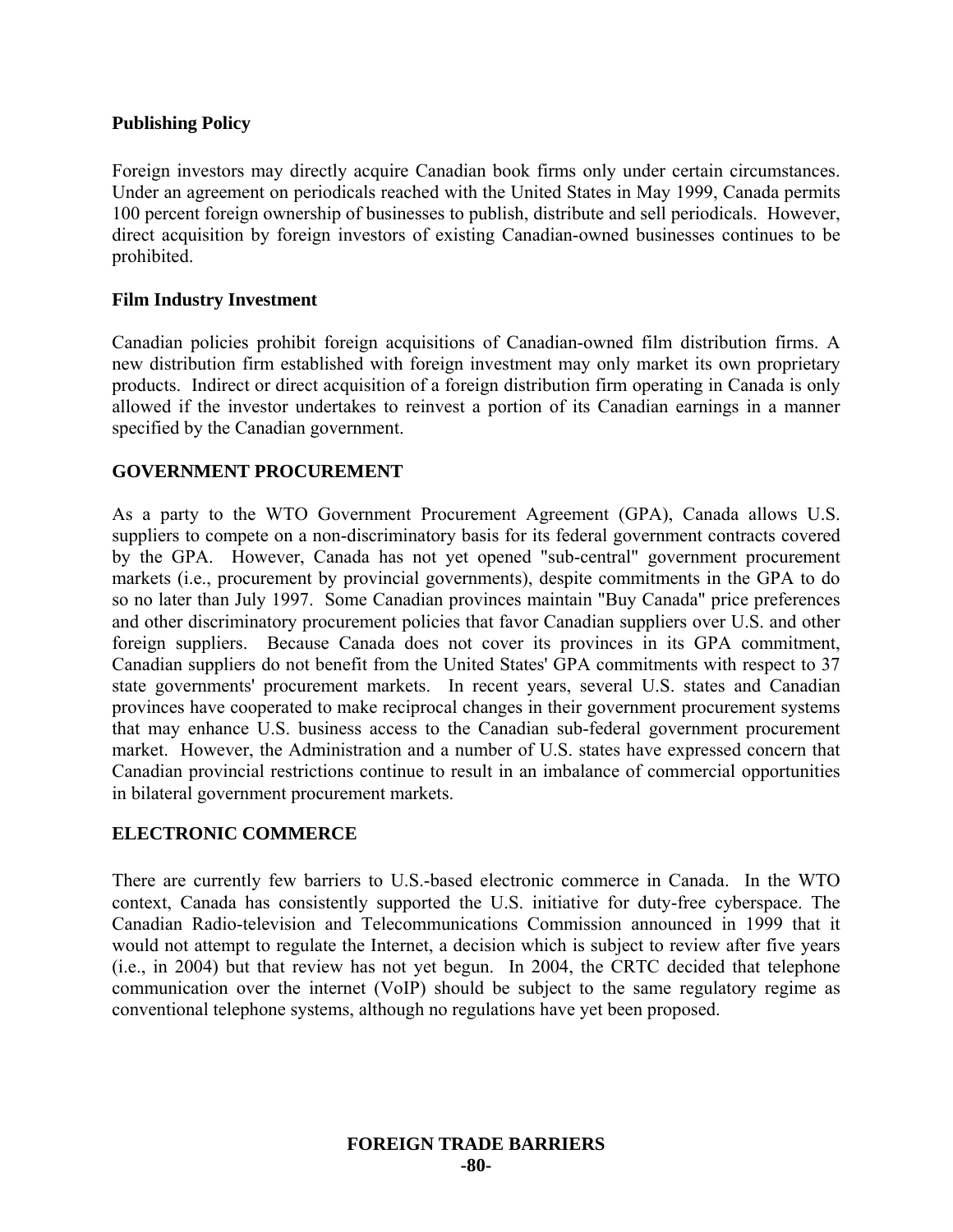### Publishing Policy

Foreign investors may directly acquire Canadian book firms only under certain circumstances. Under an agreement on periodicals reached with the United States in May 1999, Canada permits 100 percent foreign ownership of businesses to publish, distribute and sell periodicals. However, direct acquisition by foreign investors of existing Canadian-owned businesses continues to be prohibited.

### Film Industry Investment

Canadian policies prohibit foreign acquisitions of Canadian-owned film distribution firms. A new distribution firm established with foreign investment may only market its own proprietary products. Indirect or direct acquisition of a foreign distribution firm operating in Canada is only allowed if the investor undertakes to reinvest a portion of its Canadian earnings in a manner specified by the Canadian government.

## GOVERNMENT PROCUREMENT

As a party to the WTO Government Procurement Agreement (GPA), Canada allows U.S. suppliers to compete on a non-discriminatory basis for its federal government contracts covered by the GPA. However, Canada has not yet opened "sub-central" government procurement markets (i.e., procurement by provincial governments), despite commitments in the GPA to do so no later than July 1997. Some Canadian provinces maintain "Buy Canada" price preferences and other discriminatory procurement policies that favor Canadian suppliers over U.S. and other foreign suppliers. Because Canada does not cover its provinces in its GPA commitment, Canadian suppliers do not benefit from the United States' GPA commitments with respect to 37 state governments' procurement markets. In recent years, several U.S. states and Canadian provinces have cooperated to make reciprocal changes in their government procurement systems that may enhance U.S. business access to the Canadian sub-federal government procurement market. However, the Administration and a number of U.S. states have expressed concern that Canadian provincial restrictions continue to result in an imbalance of commercial opportunities in bilateral government procurement markets.

## ELECTRONIC COMMERCE

There are currently few barriers to U.S.-based electronic commerce in Canada. In the WTO context, Canada has consistently supported the U.S. initiative for duty-free cyberspace. The Canadian Radio-television and Telecommunications Commission announced in 1999 that it would not attempt to regulate the Internet, a decision which is subject to review after five years (i.e., in 2004) but that review has not yet begun. In 2004, the CRTC decided that telephone communication over the internet (VoIP) should be subject to the same regulatory regime as conventional telephone systems, although no regulations have yet been proposed.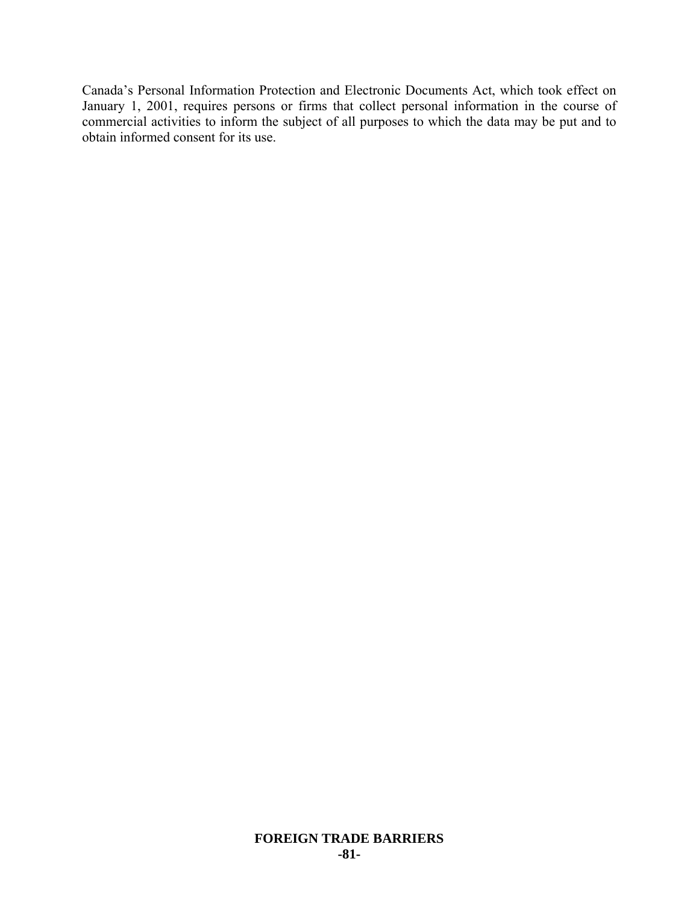Canada's Personal Information Protection and Electronic Documents Act, which took effect on January 1, 2001, requires persons or firms that collect personal information in the course of commercial activities to inform the subject of all purposes to which the data may be put and to obtain informed consent for its use.